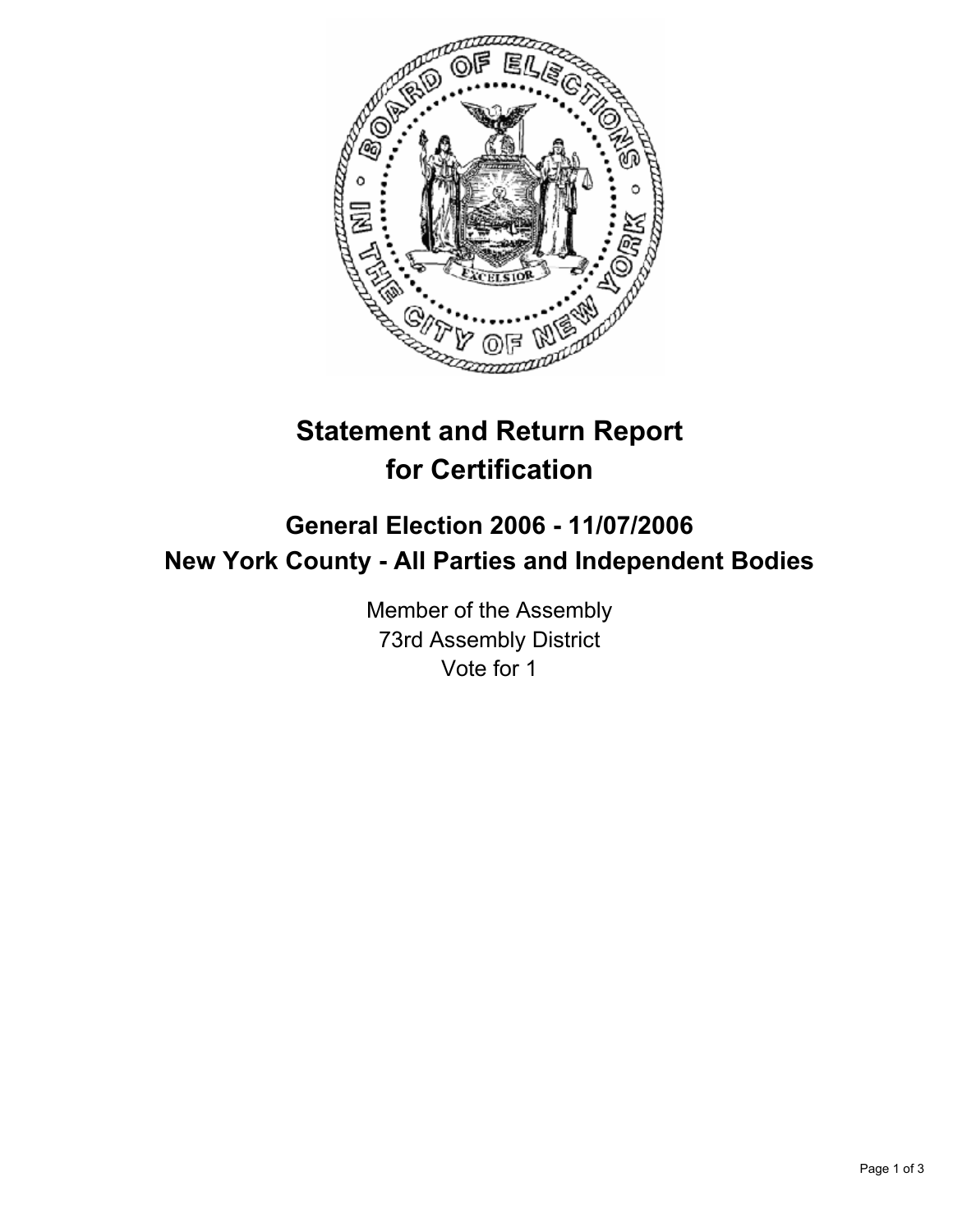# Statement and Return Report for Certification

## General Election 2006 - 11/07/2006
## New York County - All Parties and Independent Bodies

Member of the Assembly
73rd Assembly District
Vote for 1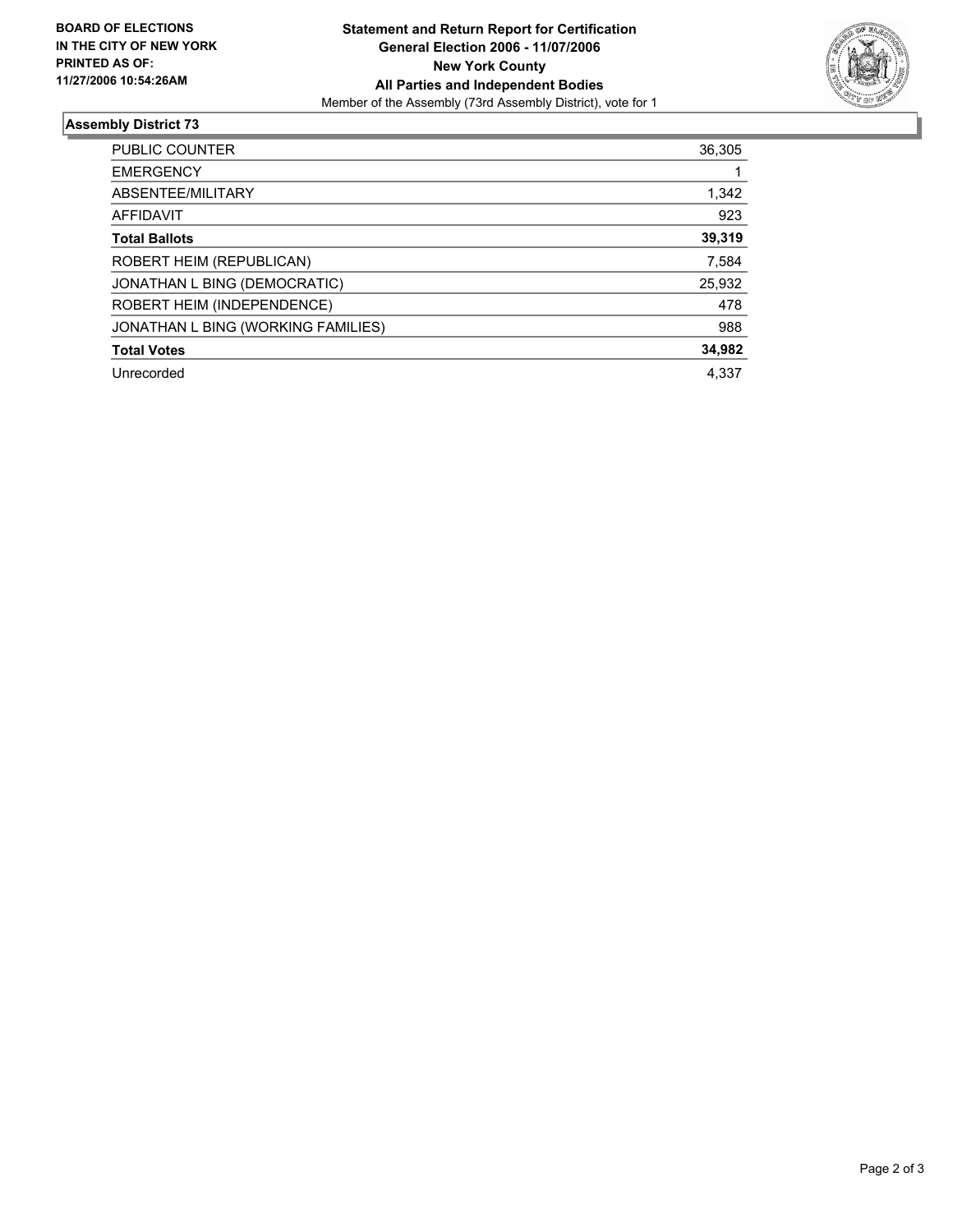**BOARD OF ELECTIONS IN THE CITY OF NEW YORK PRINTED AS OF: 11/27/2006 10:54:26AM**

**Statement and Return Report for Certification**
**General Election 2006 - 11/07/2006**
**New York County**
**All Parties and Independent Bodies**
Member of the Assembly (73rd Assembly District), vote for 1

## Assembly District 73

| | |
|---|---|
| PUBLIC COUNTER | 36,305 |
| EMERGENCY | 1 |
| ABSENTEE/MILITARY | 1,342 |
| AFFIDAVIT | 923 |
| **Total Ballots** | **39,319** |
| ROBERT HEIM (REPUBLICAN) | 7,584 |
| JONATHAN L BING (DEMOCRATIC) | 25,932 |
| ROBERT HEIM (INDEPENDENCE) | 478 |
| JONATHAN L BING (WORKING FAMILIES) | 988 |
| **Total Votes** | **34,982** |
| Unrecorded | 4,337 |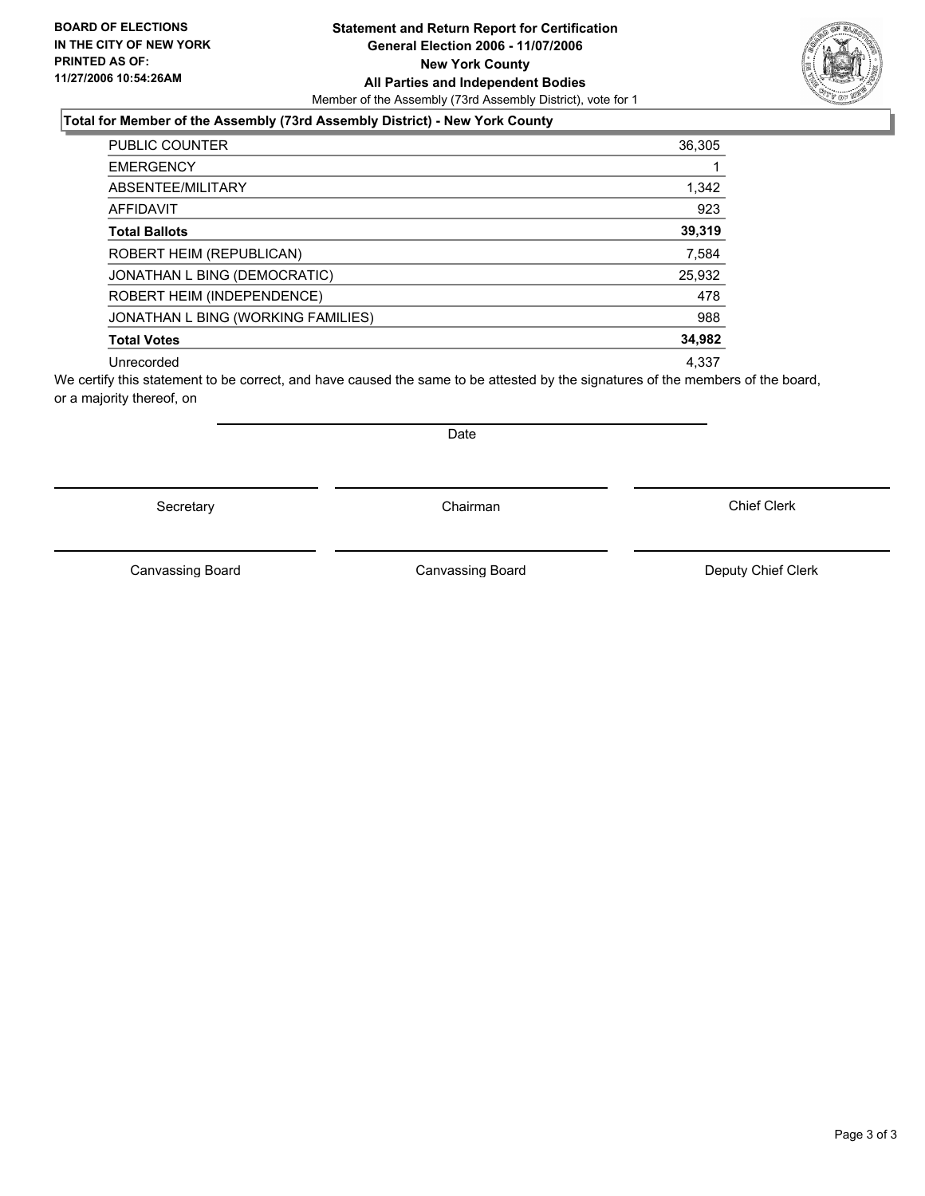**BOARD OF ELECTIONS IN THE CITY OF NEW YORK PRINTED AS OF: 11/27/2006 10:54:26AM**

**Statement and Return Report for Certification**
**General Election 2006 - 11/07/2006**
**New York County**
**All Parties and Independent Bodies**
Member of the Assembly (73rd Assembly District), vote for 1

### Total for Member of the Assembly (73rd Assembly District) - New York County

| | |
|---|---|
| PUBLIC COUNTER | 36,305 |
| EMERGENCY | 1 |
| ABSENTEE/MILITARY | 1,342 |
| AFFIDAVIT | 923 |
| **Total Ballots** | **39,319** |
| ROBERT HEIM (REPUBLICAN) | 7,584 |
| JONATHAN L BING (DEMOCRATIC) | 25,932 |
| ROBERT HEIM (INDEPENDENCE) | 478 |
| JONATHAN L BING (WORKING FAMILIES) | 988 |
| **Total Votes** | **34,982** |
| Unrecorded | 4,337 |

We certify this statement to be correct, and have caused the same to be attested by the signatures of the members of the board, or a majority thereof, on

Date

Secretary | Chairman | Chief Clerk

Canvassing Board | Canvassing Board | Deputy Chief Clerk